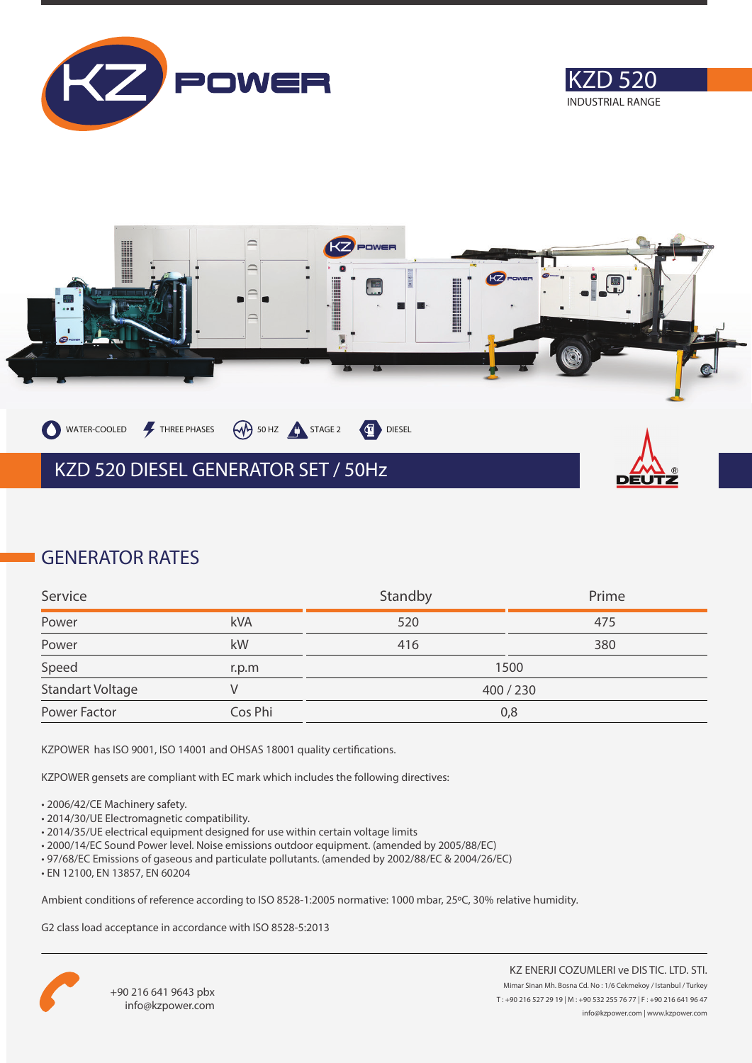KZ POWER

# KZD 520

INDUSTRIAL RANGE

WATER-COOLED · THREE PHASES · 50 HZ · STAGE 2 · DIESEL

## KZD 520 DIESEL GENERATOR SET / 50Hz

DEUTZ

## GENERATOR RATES

| Service | | Standby | Prime |
|---|---|---|---|
| Power | kVA | 520 | 475 |
| Power | kW | 416 | 380 |
| Speed | r.p.m | 1500 | |
| Standart Voltage | V | 400 / 230 | |
| Power Factor | Cos Phi | 0,8 | |

KZPOWER has ISO 9001, ISO 14001 and OHSAS 18001 quality certifications.

KZPOWER gensets are compliant with EC mark which includes the following directives:

- 2006/42/CE Machinery safety.
- 2014/30/UE Electromagnetic compatibility.
- 2014/35/UE electrical equipment designed for use within certain voltage limits
- 2000/14/EC Sound Power level. Noise emissions outdoor equipment. (amended by 2005/88/EC)
- 97/68/EC Emissions of gaseous and particulate pollutants. (amended by 2002/88/EC & 2004/26/EC)
- EN 12100, EN 13857, EN 60204

Ambient conditions of reference according to ISO 8528-1:2005 normative: 1000 mbar, 25ºC, 30% relative humidity.

G2 class load acceptance in accordance with ISO 8528-5:2013

+90 216 641 9643 pbx
info@kzpower.com

KZ ENERJI COZUMLERI ve DIS TIC. LTD. STI.
Mimar Sinan Mh. Bosna Cd. No : 1/6 Cekmekoy / Istanbul / Turkey
T : +90 216 527 29 19 | M : +90 532 255 76 77 | F : +90 216 641 96 47
info@kzpower.com | www.kzpower.com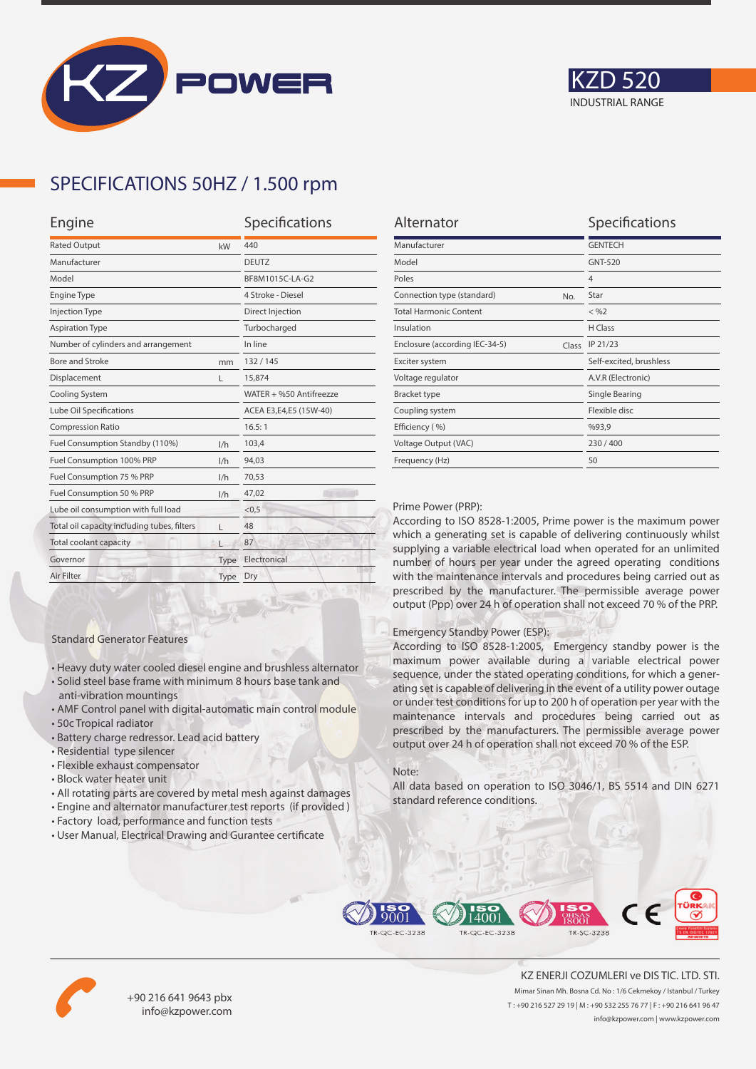# KZ POWER

## KZD 520
INDUSTRIAL RANGE

## SPECIFICATIONS 50HZ / 1.500 rpm

| Engine | | Specifications |
|---|---|---|
| Rated Output | kW | 440 |
| Manufacturer | | DEUTZ |
| Model | | BF8M1015C-LA-G2 |
| Engine Type | | 4 Stroke - Diesel |
| Injection Type | | Direct Injection |
| Aspiration Type | | Turbocharged |
| Number of cylinders and arrangement | | In line |
| Bore and Stroke | mm | 132 / 145 |
| Displacement | L | 15,874 |
| Cooling System | | WATER + %50 Antifreezze |
| Lube Oil Specifications | | ACEA E3,E4,E5 (15W-40) |
| Compression Ratio | | 16.5: 1 |
| Fuel Consumption Standby (110%) | l/h | 103,4 |
| Fuel Consumption 100% PRP | l/h | 94,03 |
| Fuel Consumption 75 % PRP | l/h | 70,53 |
| Fuel Consumption 50 % PRP | l/h | 47,02 |
| Lube oil consumption with full load | | <0,5 |
| Total oil capacity including tubes, filters | L | 48 |
| Total coolant capacity | L | 87 |
| Governor | Type | Electronical |
| Air Filter | Type | Dry |

| Alternator | | Specifications |
|---|---|---|
| Manufacturer | | GENTECH |
| Model | | GNT-520 |
| Poles | | 4 |
| Connection type (standard) | No. | Star |
| Total Harmonic Content | | < %2 |
| Insulation | | H Class |
| Enclosure (according IEC-34-5) | Class | IP 21/23 |
| Exciter system | | Self-excited, brushless |
| Voltage regulator | | A.V.R (Electronic) |
| Bracket type | | Single Bearing |
| Coupling system | | Flexible disc |
| Efficiency ( %) | | %93,9 |
| Voltage Output (VAC) | | 230 / 400 |
| Frequency (Hz) | | 50 |

Prime Power (PRP):
According to ISO 8528-1:2005, Prime power is the maximum power which a generating set is capable of delivering continuously whilst supplying a variable electrical load when operated for an unlimited number of hours per year under the agreed operating conditions with the maintenance intervals and procedures being carried out as prescribed by the manufacturer. The permissible average power output (Ppp) over 24 h of operation shall not exceed 70 % of the PRP.

Emergency Standby Power (ESP):
According to ISO 8528-1:2005, Emergency standby power is the maximum power available during a variable electrical power sequence, under the stated operating conditions, for which a generating set is capable of delivering in the event of a utility power outage or under test conditions for up to 200 h of operation per year with the maintenance intervals and procedures being carried out as prescribed by the manufacturers. The permissible average power output over 24 h of operation shall not exceed 70 % of the ESP.

Note:
All data based on operation to ISO 3046/1, BS 5514 and DIN 6271 standard reference conditions.

### Standard Generator Features

- Heavy duty water cooled diesel engine and brushless alternator
- Solid steel base frame with minimum 8 hours base tank and anti-vibration mountings
- AMF Control panel with digital-automatic main control module
- 50c Tropical radiator
- Battery charge redressor. Lead acid battery
- Residential type silencer
- Flexible exhaust compensator
- Block water heater unit
- All rotating parts are covered by metal mesh against damages
- Engine and alternator manufacturer test reports (if provided )
- Factory load, performance and function tests
- User Manual, Electrical Drawing and Gurantee certificate

ISO 9001 TR-QC-EC-3238 | ISO 14001 TR-QC-EC-3238 | ISO OHSAS 18001 TR-SC-3238 | CE | TÜRKAK

+90 216 641 9643 pbx
info@kzpower.com

KZ ENERJI COZUMLERI ve DIS TIC. LTD. STI.
Mimar Sinan Mh. Bosna Cd. No : 1/6 Cekmekoy / Istanbul / Turkey
T : +90 216 527 29 19 | M : +90 532 255 76 77 | F : +90 216 641 96 47
info@kzpower.com | www.kzpower.com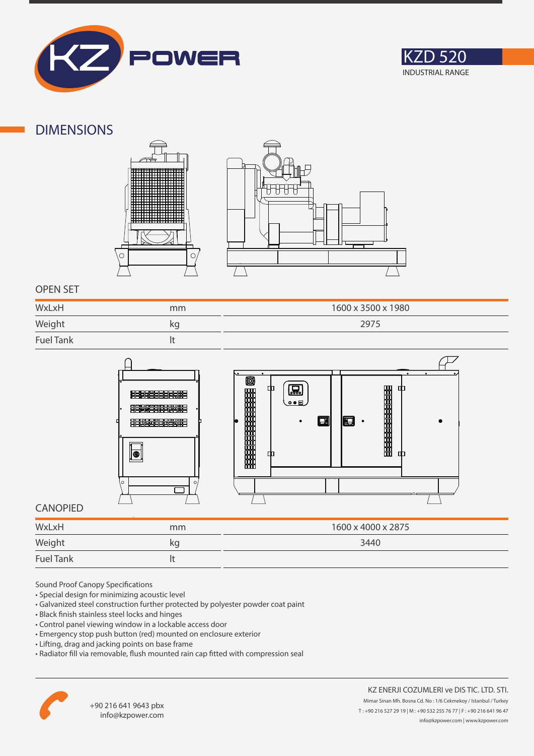KZD 520

INDUSTRIAL RANGE

## DIMENSIONS

### OPEN SET

| | | |
|---|---|---|
| WxLxH | mm | 1600 x 3500 x 1980 |
| Weight | kg | 2975 |
| Fuel Tank | lt | |

### CANOPIED

| | | |
|---|---|---|
| WxLxH | mm | 1600 x 4000 x 2875 |
| Weight | kg | 3440 |
| Fuel Tank | lt | |

Sound Proof Canopy Specifications

- Special design for minimizing acoustic level
- Galvanized steel construction further protected by polyester powder coat paint
- Black finish stainless steel locks and hinges
- Control panel viewing window in a lockable access door
- Emergency stop push button (red) mounted on enclosure exterior
- Lifting, drag and jacking points on base frame
- Radiator fill via removable, flush mounted rain cap fitted with compression seal

+90 216 641 9643 pbx
info@kzpower.com

KZ ENERJI COZUMLERI ve DIS TIC. LTD. STI.
Mimar Sinan Mh. Bosna Cd. No : 1/6 Cekmekoy / Istanbul / Turkey
T : +90 216 527 29 19 | M : +90 532 255 76 77 | F : +90 216 641 96 47
info@kzpower.com | www.kzpower.com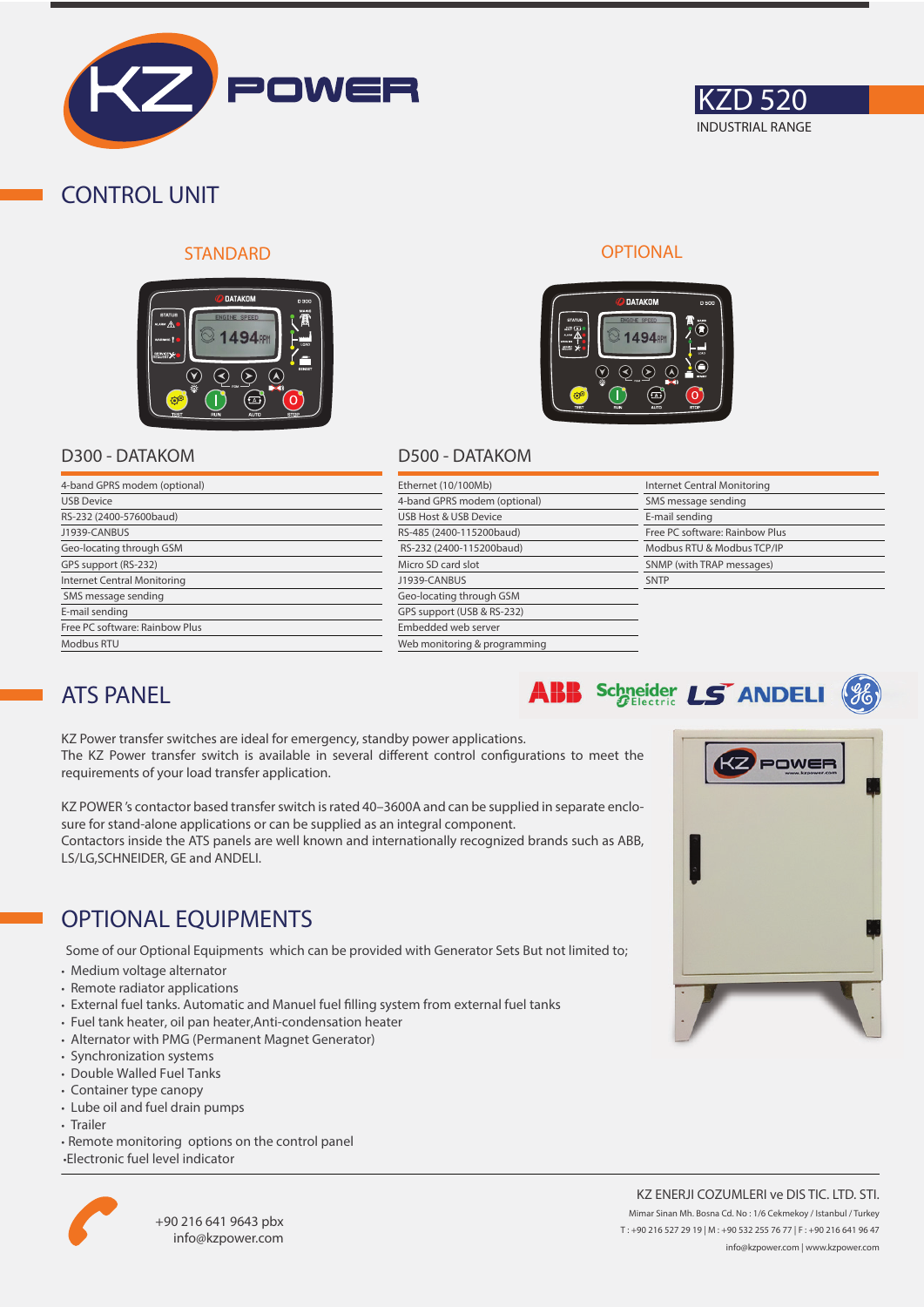KZD 520

INDUSTRIAL RANGE

## CONTROL UNIT

### STANDARD

### D300 - DATAKOM

| |
|---|
| 4-band GPRS modem (optional) |
| USB Device |
| RS-232 (2400-57600baud) |
| J1939-CANBUS |
| Geo-locating through GSM |
| GPS support (RS-232) |
| Internet Central Monitoring |
| SMS message sending |
| E-mail sending |
| Free PC software: Rainbow Plus |
| Modbus RTU |

### OPTIONAL

### D500 - DATAKOM

| | |
|---|---|
| Ethernet (10/100Mb) | Internet Central Monitoring |
| 4-band GPRS modem (optional) | SMS message sending |
| USB Host & USB Device | E-mail sending |
| RS-485 (2400-115200baud) | Free PC software: Rainbow Plus |
| RS-232 (2400-115200baud) | Modbus RTU & Modbus TCP/IP |
| Micro SD card slot | SNMP (with TRAP messages) |
| J1939-CANBUS | SNTP |
| Geo-locating through GSM | |
| GPS support (USB & RS-232) | |
| Embedded web server | |
| Web monitoring & programming | |

## ATS PANEL

KZ Power transfer switches are ideal for emergency, standby power applications.
The KZ Power transfer switch is available in several different control configurations to meet the requirements of your load transfer application.

KZ POWER 's contactor based transfer switch is rated 40–3600A and can be supplied in separate enclosure for stand-alone applications or can be supplied as an integral component.
Contactors inside the ATS panels are well known and internationally recognized brands such as ABB, LS/LG,SCHNEIDER, GE and ANDELI.

## OPTIONAL EQUIPMENTS

Some of our Optional Equipments which can be provided with Generator Sets But not limited to;

- Medium voltage alternator
- Remote radiator applications
- External fuel tanks. Automatic and Manuel fuel filling system from external fuel tanks
- Fuel tank heater, oil pan heater,Anti-condensation heater
- Alternator with PMG (Permanent Magnet Generator)
- Synchronization systems
- Double Walled Fuel Tanks
- Container type canopy
- Lube oil and fuel drain pumps
- Trailer
- Remote monitoring options on the control panel
- Electronic fuel level indicator

+90 216 641 9643 pbx
info@kzpower.com

KZ ENERJI COZUMLERI ve DIS TIC. LTD. STI.
Mimar Sinan Mh. Bosna Cd. No : 1/6 Cekmekoy / Istanbul / Turkey
T : +90 216 527 29 19 | M : +90 532 255 76 77 | F : +90 216 641 96 47
info@kzpower.com | www.kzpower.com